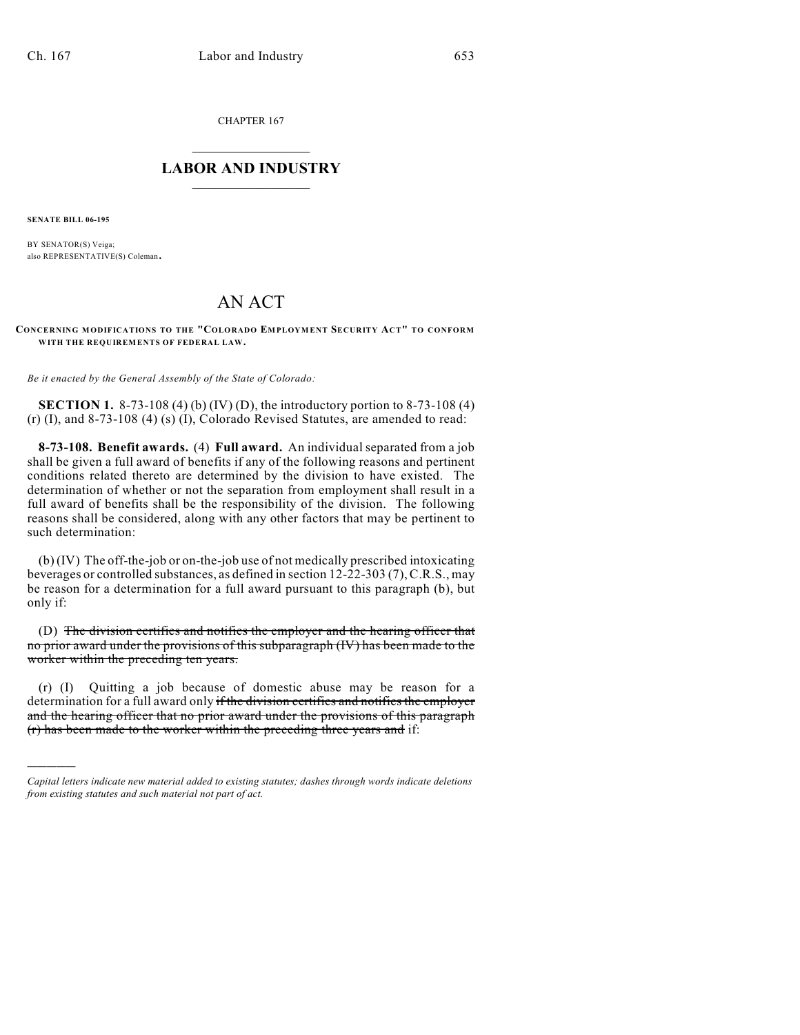CHAPTER 167

## LABOR AND INDUSTRY

**SENATE BILL 06-195**

BY SENATOR(S) Veiga;
also REPRESENTATIVE(S) Coleman.

# AN ACT

**CONCERNING MODIFICATIONS TO THE "COLORADO EMPLOYMENT SECURITY ACT" TO CONFORM WITH THE REQUIREMENTS OF FEDERAL LAW.**

*Be it enacted by the General Assembly of the State of Colorado:*

**SECTION 1.** 8-73-108 (4) (b) (IV) (D), the introductory portion to 8-73-108 (4) (r) (I), and 8-73-108 (4) (s) (I), Colorado Revised Statutes, are amended to read:

**8-73-108. Benefit awards.** (4) **Full award.** An individual separated from a job shall be given a full award of benefits if any of the following reasons and pertinent conditions related thereto are determined by the division to have existed. The determination of whether or not the separation from employment shall result in a full award of benefits shall be the responsibility of the division. The following reasons shall be considered, along with any other factors that may be pertinent to such determination:

(b) (IV) The off-the-job or on-the-job use of not medically prescribed intoxicating beverages or controlled substances, as defined in section 12-22-303 (7), C.R.S., may be reason for a determination for a full award pursuant to this paragraph (b), but only if:

(D) ~~The division certifies and notifies the employer and the hearing officer that no prior award under the provisions of this subparagraph (IV) has been made to the worker within the preceding ten years.~~

(r) (I) Quitting a job because of domestic abuse may be reason for a determination for a full award only ~~if the division certifies and notifies the employer and the hearing officer that no prior award under the provisions of this paragraph (r) has been made to the worker within the preceding three years and~~ if:

---

*Capital letters indicate new material added to existing statutes; dashes through words indicate deletions from existing statutes and such material not part of act.*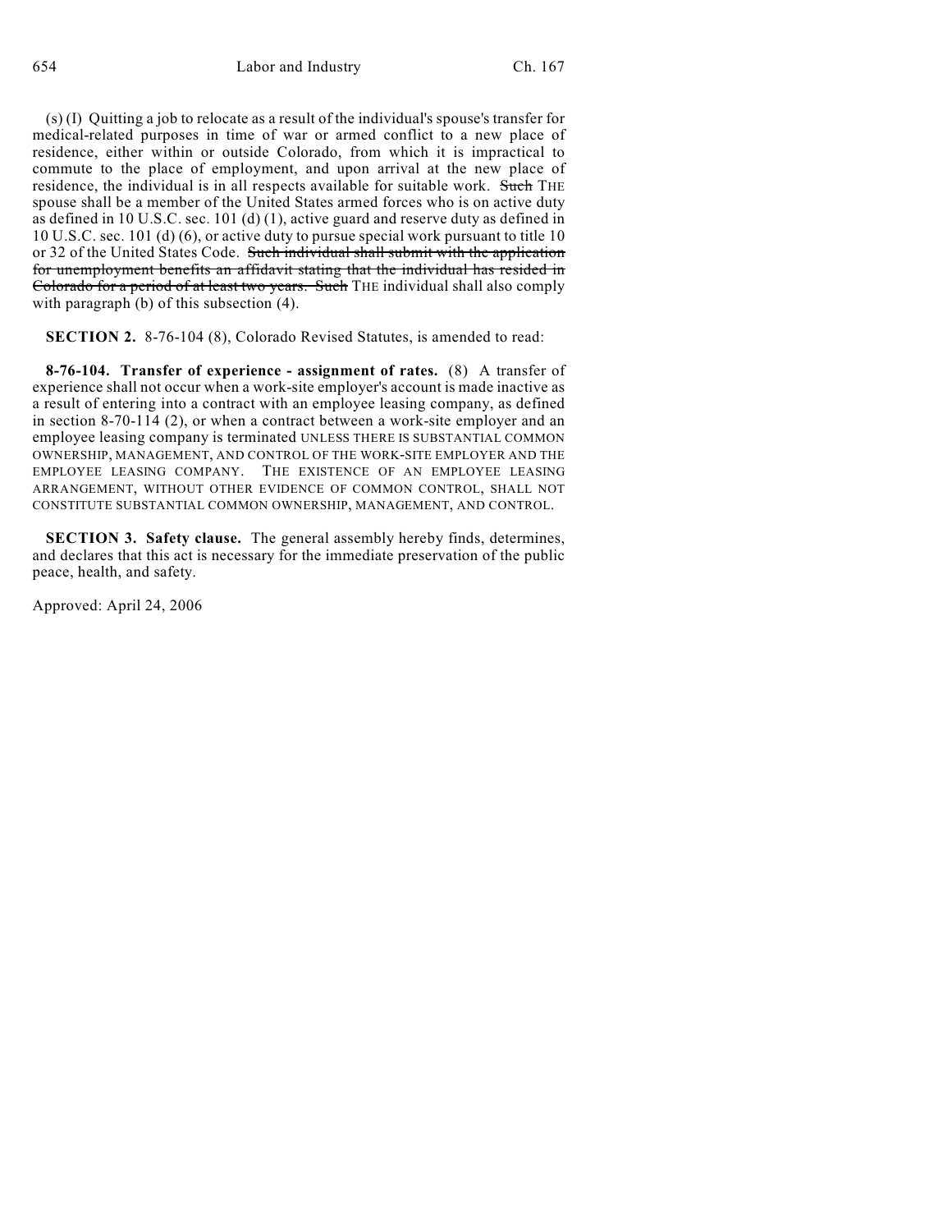(s) (I) Quitting a job to relocate as a result of the individual's spouse's transfer for medical-related purposes in time of war or armed conflict to a new place of residence, either within or outside Colorado, from which it is impractical to commute to the place of employment, and upon arrival at the new place of residence, the individual is in all respects available for suitable work. ~~Such~~ THE spouse shall be a member of the United States armed forces who is on active duty as defined in 10 U.S.C. sec. 101 (d) (1), active guard and reserve duty as defined in 10 U.S.C. sec. 101 (d) (6), or active duty to pursue special work pursuant to title 10 or 32 of the United States Code. ~~Such individual shall submit with the application for unemployment benefits an affidavit stating that the individual has resided in Colorado for a period of at least two years. Such~~ THE individual shall also comply with paragraph (b) of this subsection (4).

**SECTION 2.** 8-76-104 (8), Colorado Revised Statutes, is amended to read:

**8-76-104. Transfer of experience - assignment of rates.** (8) A transfer of experience shall not occur when a work-site employer's account is made inactive as a result of entering into a contract with an employee leasing company, as defined in section 8-70-114 (2), or when a contract between a work-site employer and an employee leasing company is terminated UNLESS THERE IS SUBSTANTIAL COMMON OWNERSHIP, MANAGEMENT, AND CONTROL OF THE WORK-SITE EMPLOYER AND THE EMPLOYEE LEASING COMPANY. THE EXISTENCE OF AN EMPLOYEE LEASING ARRANGEMENT, WITHOUT OTHER EVIDENCE OF COMMON CONTROL, SHALL NOT CONSTITUTE SUBSTANTIAL COMMON OWNERSHIP, MANAGEMENT, AND CONTROL.

**SECTION 3. Safety clause.** The general assembly hereby finds, determines, and declares that this act is necessary for the immediate preservation of the public peace, health, and safety.

Approved: April 24, 2006